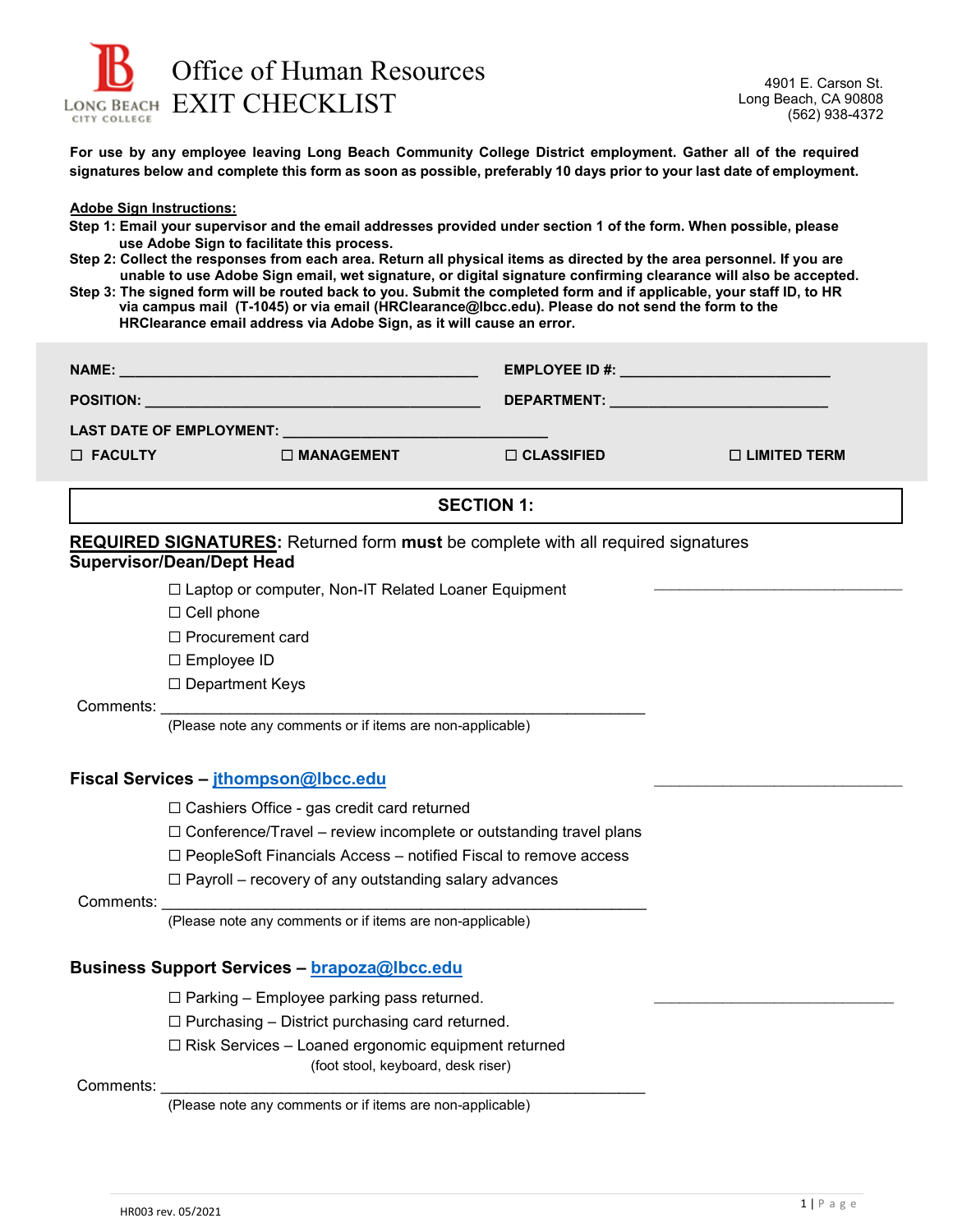# Office of Human Resources
# EXIT CHECKLIST

4901 E. Carson St.
Long Beach, CA 90808
(562) 938-4372

**For use by any employee leaving Long Beach Community College District employment. Gather all of the required signatures below and complete this form as soon as possible, preferably 10 days prior to your last date of employment.**

**Adobe Sign Instructions:**

**Step 1: Email your supervisor and the email addresses provided under section 1 of the form. When possible, please use Adobe Sign to facilitate this process.**

**Step 2: Collect the responses from each area. Return all physical items as directed by the area personnel. If you are unable to use Adobe Sign email, wet signature, or digital signature confirming clearance will also be accepted.**

**Step 3: The signed form will be routed back to you. Submit the completed form and if applicable, your staff ID, to HR via campus mail (T-1045) or via email (HRClearance@lbcc.edu). Please do not send the form to the HRClearance email address via Adobe Sign, as it will cause an error.**

**NAME:** ______________________________ **EMPLOYEE ID #:** ______________________

**POSITION:** ______________________________ **DEPARTMENT:** ______________________

**LAST DATE OF EMPLOYMENT:** ______________________

☐ **FACULTY** ☐ **MANAGEMENT** ☐ **CLASSIFIED** ☐ **LIMITED TERM**

## SECTION 1:

**REQUIRED SIGNATURES:** Returned form **must** be complete with all required signatures

### Supervisor/Dean/Dept Head

______________________________

☐ Laptop or computer, Non-IT Related Loaner Equipment
☐ Cell phone
☐ Procurement card
☐ Employee ID
☐ Department Keys

Comments: ______________________________________________
(Please note any comments or if items are non-applicable)

### Fiscal Services – jthompson@lbcc.edu

______________________________

☐ Cashiers Office - gas credit card returned
☐ Conference/Travel – review incomplete or outstanding travel plans
☐ PeopleSoft Financials Access – notified Fiscal to remove access
☐ Payroll – recovery of any outstanding salary advances

Comments: ______________________________________________
(Please note any comments or if items are non-applicable)

### Business Support Services – brapoza@lbcc.edu

______________________________

☐ Parking – Employee parking pass returned.
☐ Purchasing – District purchasing card returned.
☐ Risk Services – Loaned ergonomic equipment returned
(foot stool, keyboard, desk riser)

Comments: ______________________________________________
(Please note any comments or if items are non-applicable)

HR003 rev. 05/2021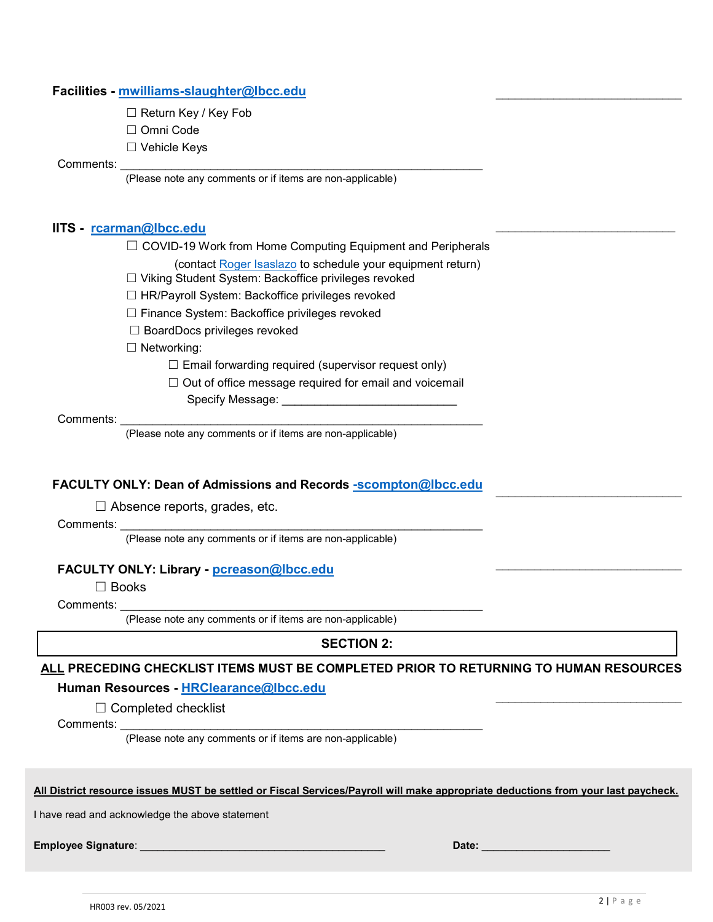**Facities - mwilliams-slaughter@lbcc.edu** ______________________________

☐ Return Key / Key Fob
☐ Omni Code
☐ Vehicle Keys

Comments: ____________________________________________________________
(Please note any comments or if items are non-applicable)

**IITS - rcarman@lbcc.edu** ______________________________

☐ COVID-19 Work from Home Computing Equipment and Peripherals
(contact Roger Isaslazo to schedule your equipment return)
☐ Viking Student System: Backoffice privileges revoked
☐ HR/Payroll System: Backoffice privileges revoked
☐ Finance System: Backoffice privileges revoked
☐ BoardDocs privileges revoked
☐ Networking:
  ☐ Email forwarding required (supervisor request only)
  ☐ Out of office message required for email and voicemail
  Specify Message: ____________________________

Comments: ____________________________________________________________
(Please note any comments or if items are non-applicable)

**FACULTY ONLY: Dean of Admissions and Records -scompton@lbcc.edu** ______________________________

☐ Absence reports, grades, etc.

Comments: ____________________________________________________________
(Please note any comments or if items are non-applicable)

**FACULTY ONLY: Library - pcreason@lbcc.edu** ______________________________

☐ Books

Comments: ____________________________________________________________
(Please note any comments or if items are non-applicable)

## SECTION 2:

**ALL PRECEDING CHECKLIST ITEMS MUST BE COMPLETED PRIOR TO RETURNING TO HUMAN RESOURCES**

**Human Resources - HRClearance@lbcc.edu** ______________________________

☐ Completed checklist

Comments: ____________________________________________________________
(Please note any comments or if items are non-applicable)

**All District resource issues MUST be settled or Fiscal Services/Payroll will make appropriate deductions from your last paycheck.**

I have read and acknowledge the above statement

**Employee Signature**: ________________________________________ **Date:** ______________________

HR003 rev. 05/2021